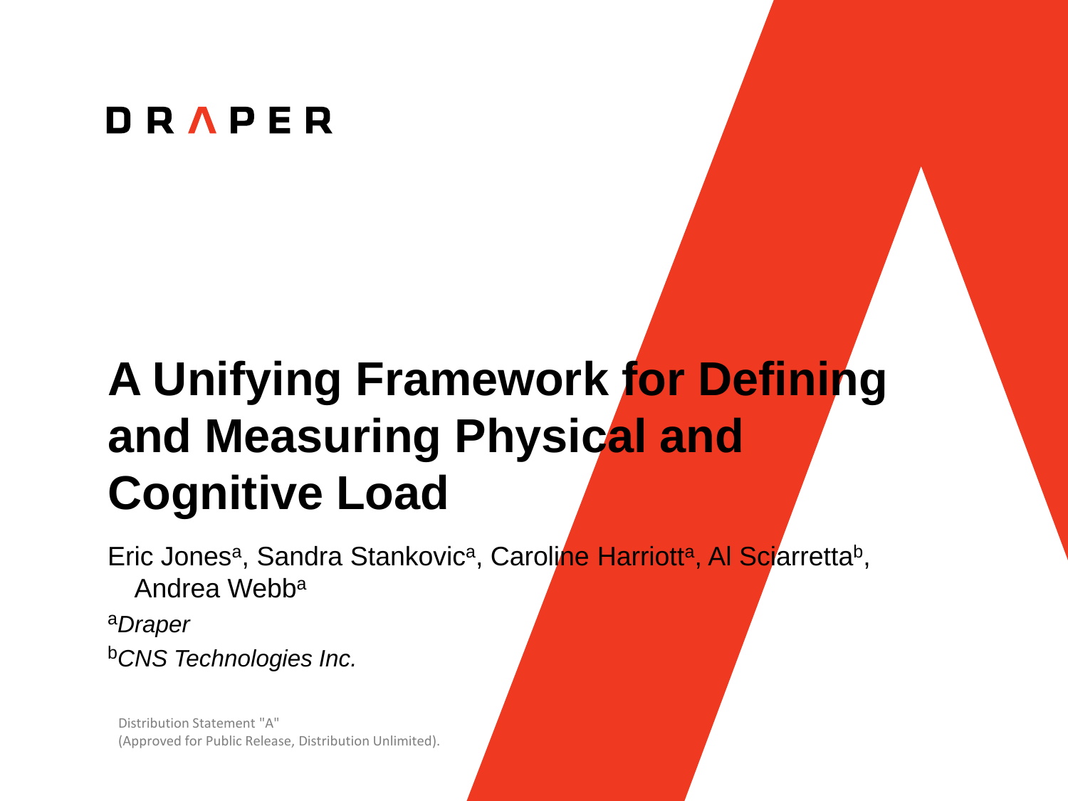DRAPER

# A Unifying Framework for Defining and Measuring Physical and Cognitive Load

Eric Jones[a], Sandra Stankovic[a], Caroline Harriott[a], Al Sciarretta[b], Andrea Webb[a]

[a]*Draper*

[b]*CNS Technologies Inc.*

Distribution Statement "A"
(Approved for Public Release, Distribution Unlimited).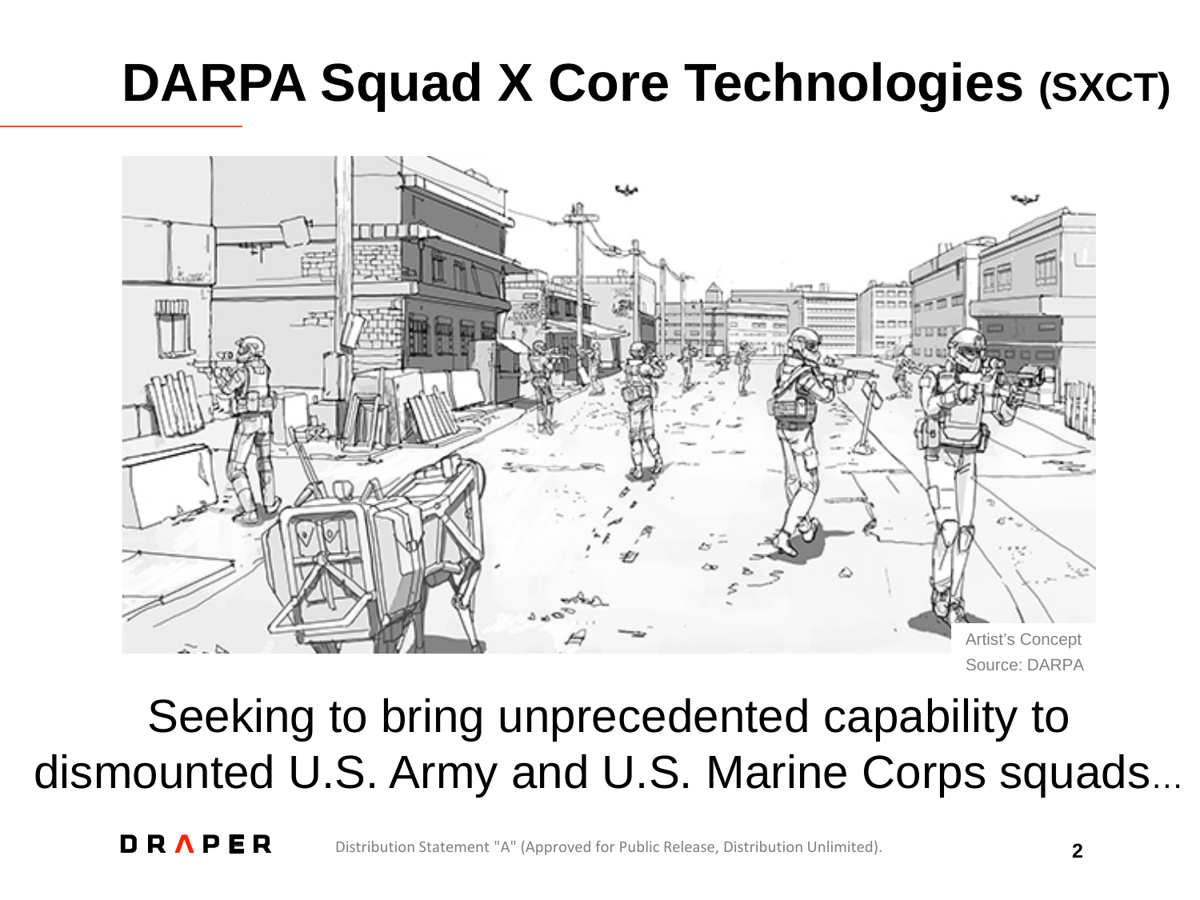# DARPA Squad X Core Technologies (SXCT)

Artist's Concept
Source: DARPA

Seeking to bring unprecedented capability to dismounted U.S. Army and U.S. Marine Corps squads...

Distribution Statement "A" (Approved for Public Release, Distribution Unlimited).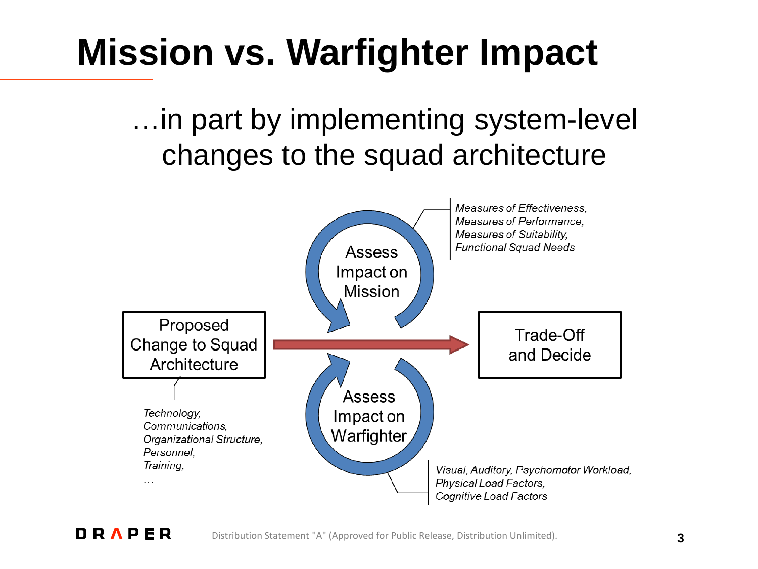# Mission vs. Warfighter Impact

…in part by implementing system-level changes to the squad architecture

Proposed Change to Squad Architecture

*Technology,*
*Communications,*
*Organizational Structure,*
*Personnel,*
*Training,*
*…*

Assess Impact on Mission

*Measures of Effectiveness,*
*Measures of Performance,*
*Measures of Suitability,*
*Functional Squad Needs*

Assess Impact on Warfighter

*Visual, Auditory, Psychomotor Workload,*
*Physical Load Factors,*
*Cognitive Load Factors*

Trade-Off and Decide

Distribution Statement "A" (Approved for Public Release, Distribution Unlimited).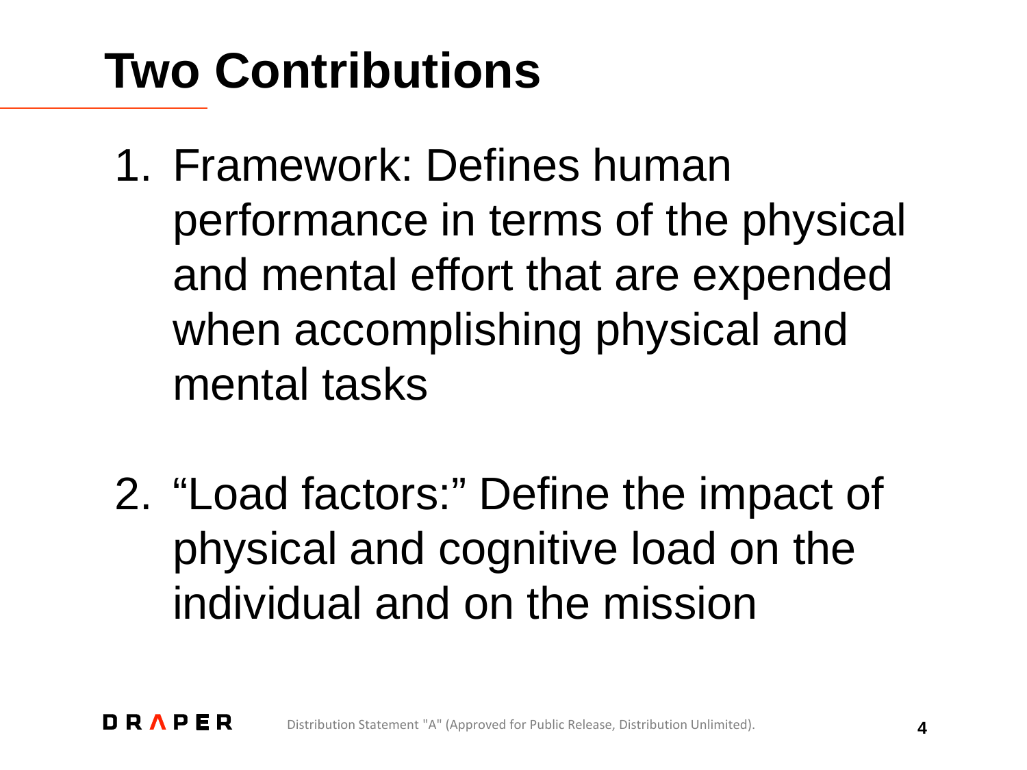# Two Contributions

1. Framework: Defines human performance in terms of the physical and mental effort that are expended when accomplishing physical and mental tasks

2. "Load factors:" Define the impact of physical and cognitive load on the individual and on the mission

Distribution Statement "A" (Approved for Public Release, Distribution Unlimited).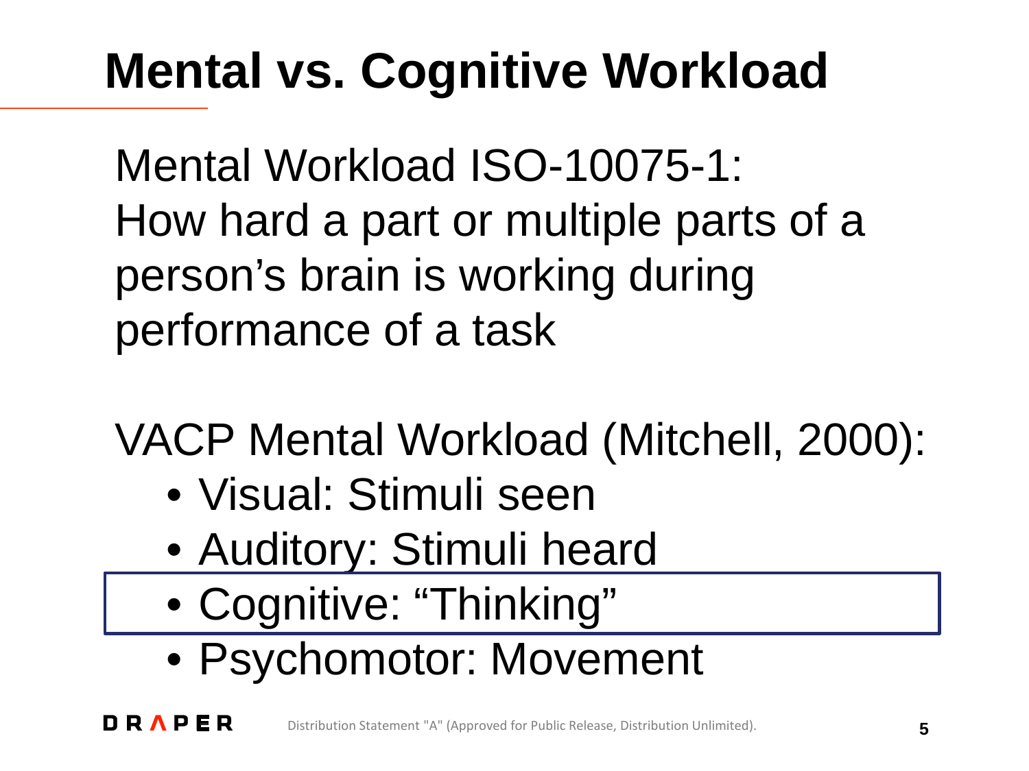# Mental vs. Cognitive Workload

Mental Workload ISO-10075-1:
How hard a part or multiple parts of a person's brain is working during performance of a task

VACP Mental Workload (Mitchell, 2000):

- Visual: Stimuli seen
- Auditory: Stimuli heard
- Cognitive: "Thinking"
- Psychomotor: Movement

Distribution Statement "A" (Approved for Public Release, Distribution Unlimited).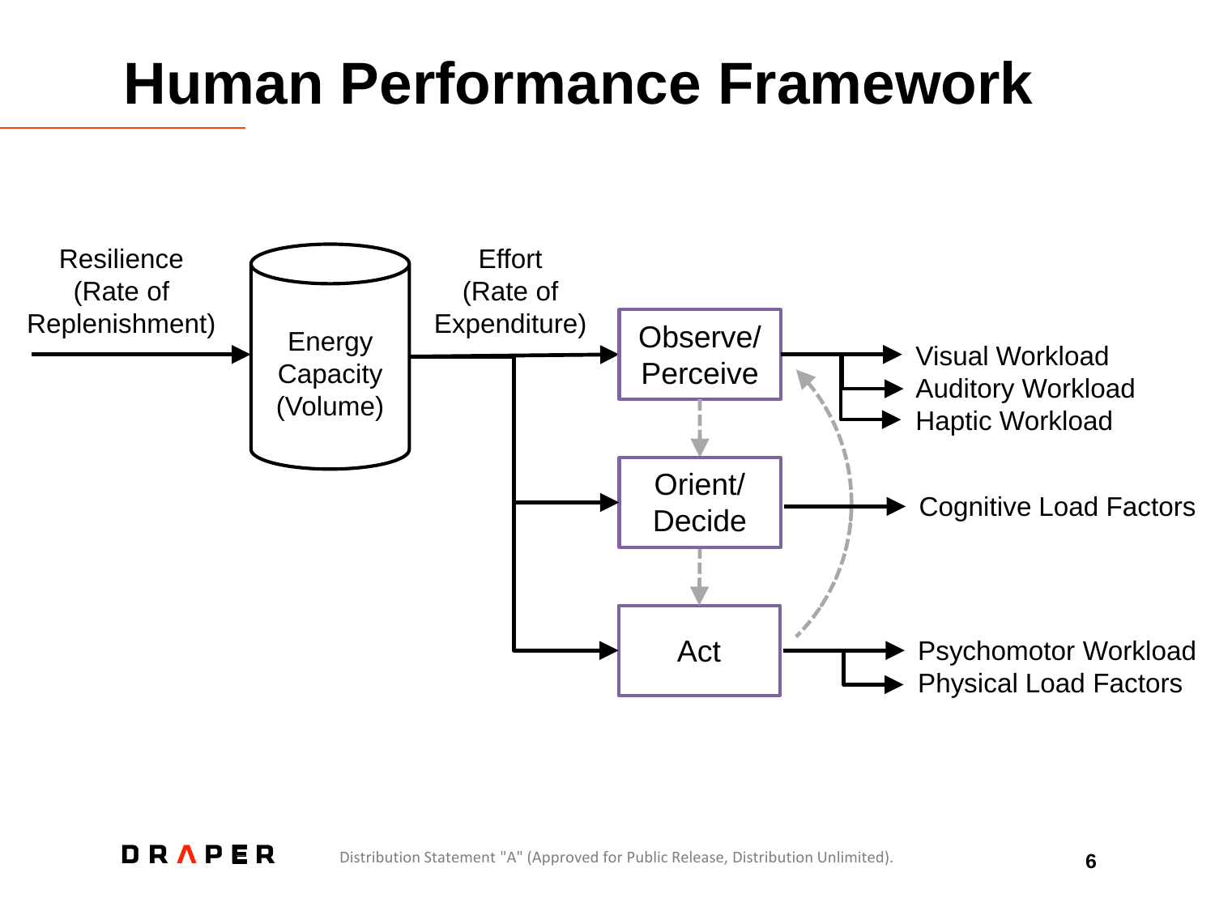# Human Performance Framework

Resilience (Rate of Replenishment)

Energy Capacity (Volume)

Effort (Rate of Expenditure)

Observe/ Perceive

Orient/ Decide

Act

Visual Workload
Auditory Workload
Haptic Workload

Cognitive Load Factors

Psychomotor Workload
Physical Load Factors

Distribution Statement "A" (Approved for Public Release, Distribution Unlimited).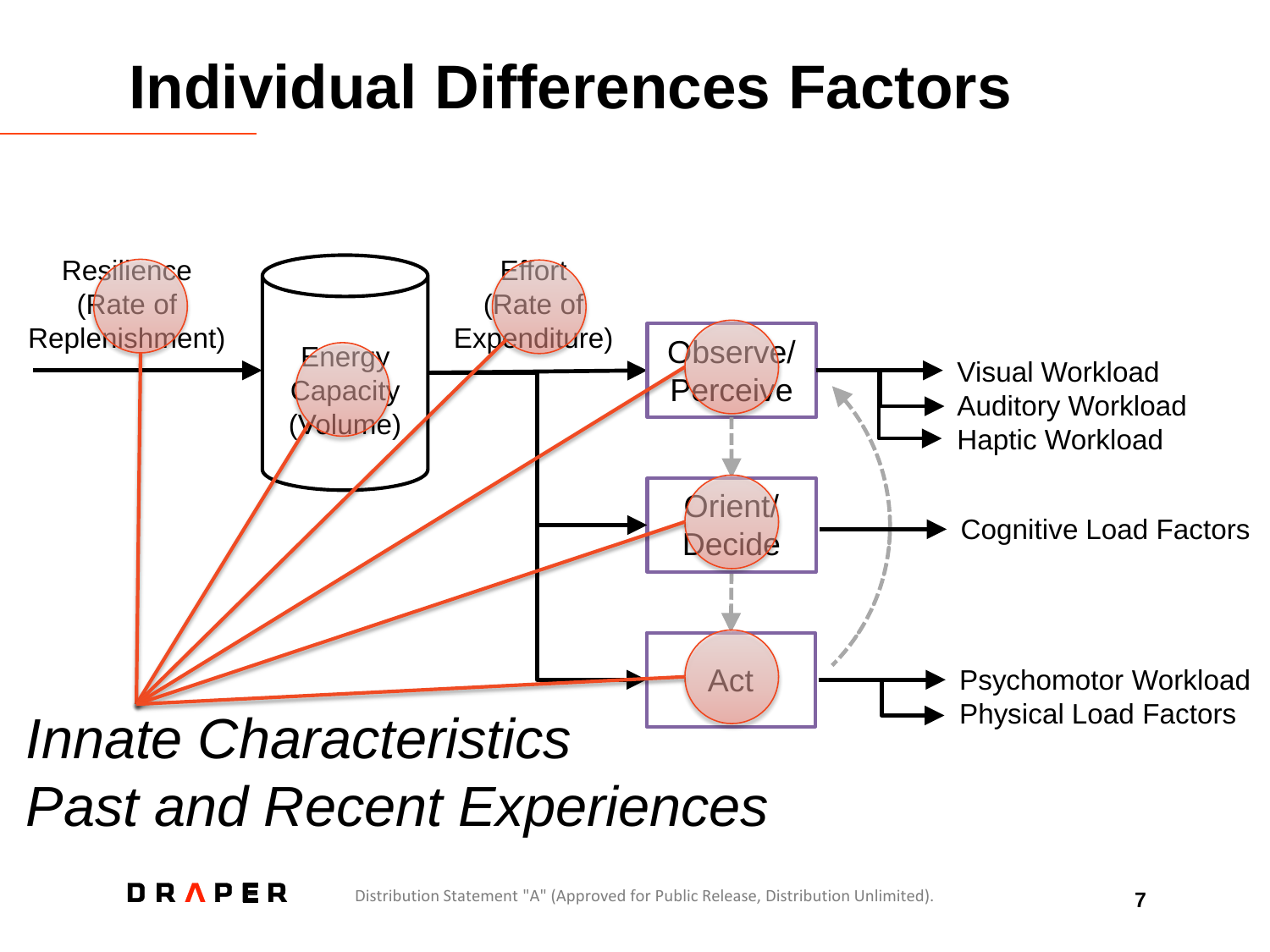# Individual Differences Factors

Resilience (Rate of Replenishment)

Energy Capacity (Volume)

Effort (Rate of Expenditure)

Observe/ Perceive

Orient/ Decide

Act

Visual Workload
Auditory Workload
Haptic Workload

Cognitive Load Factors

Psychomotor Workload
Physical Load Factors

*Innate Characteristics*
*Past and Recent Experiences*

DRAPER

Distribution Statement "A" (Approved for Public Release, Distribution Unlimited).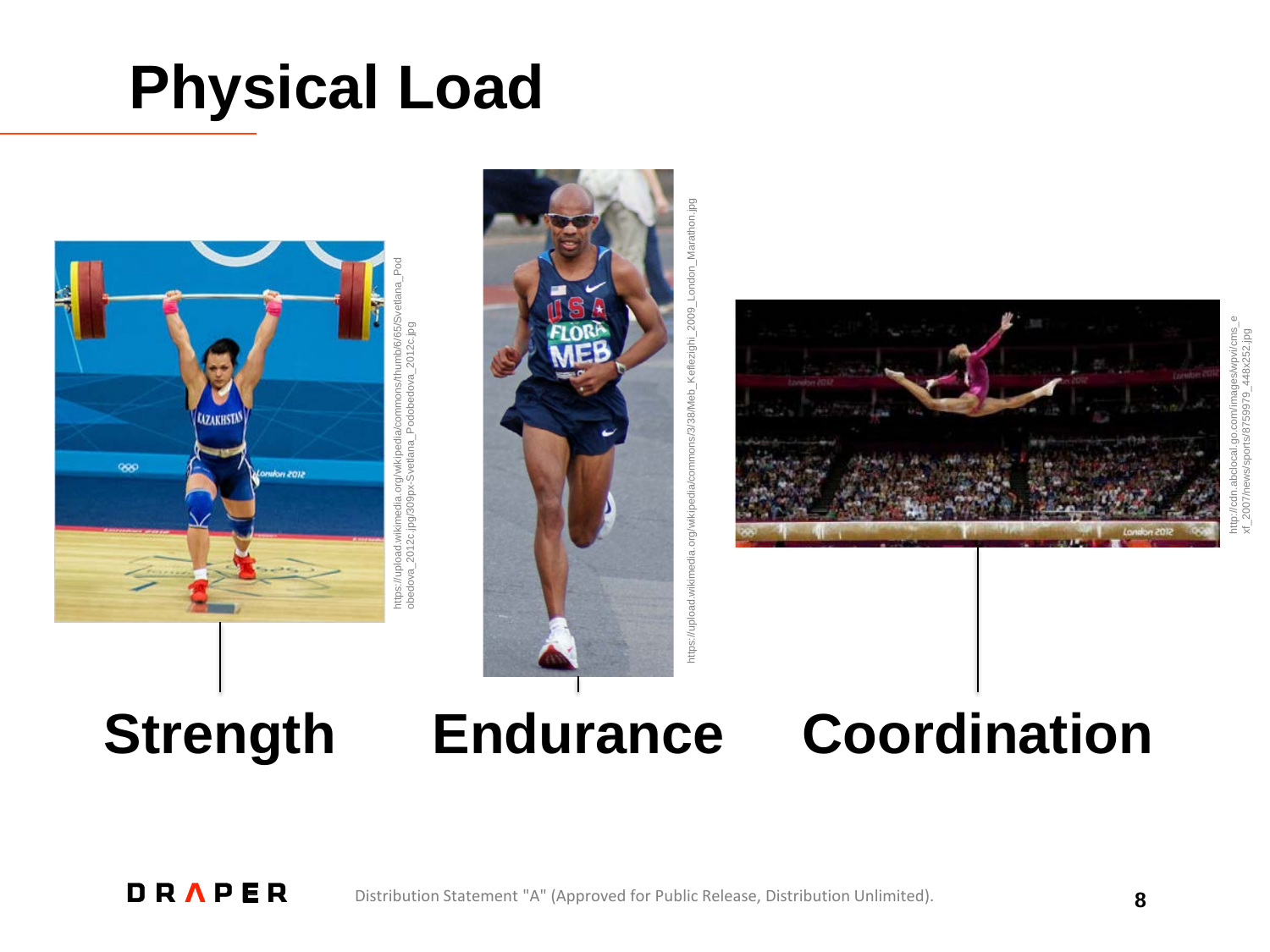# Physical Load

https://upload.wikimedia.org/wikipedia/commons/thumb/6/65/Svetlana_Podobedova_2012c.jpg/309px-Svetlana_Podobedova_2012c.jpg

https://upload.wikimedia.org/wikipedia/commons/3/38/Meb_Keflezighi_2009_London_Marathon.jpg

http://cdn.abclocal.go.com/images/wpvi/cms_exf_2007/news/sports/8759979_448x252.jpg

**Strength** **Endurance** **Coordination**

Distribution Statement "A" (Approved for Public Release, Distribution Unlimited).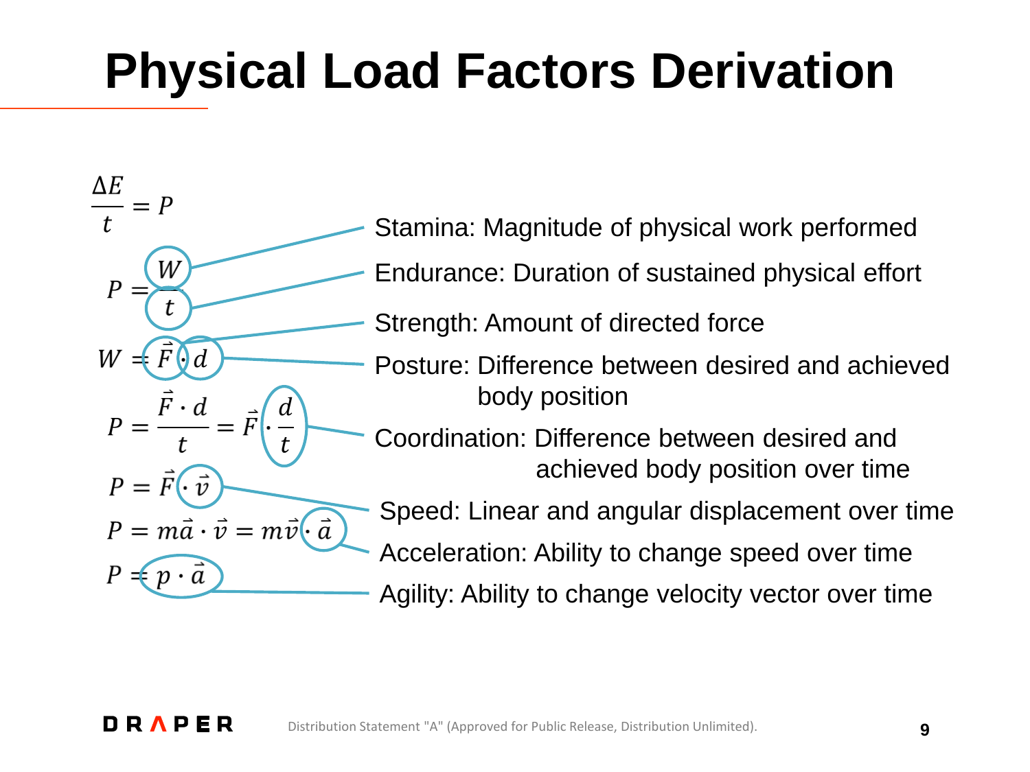# Physical Load Factors Derivation

$$\frac{\Delta E}{t} = P$$

$$P = \frac{W}{t}$$

$$W = \vec{F} \cdot d$$

$$P = \frac{\vec{F} \cdot d}{t} = \vec{F} \cdot \frac{d}{t}$$

$$P = \vec{F} \cdot \vec{v}$$

$$P = m\vec{a} \cdot \vec{v} = m\vec{v} \cdot \vec{a}$$

$$P = p \cdot \vec{a}$$

- Stamina: Magnitude of physical work performed
- Endurance: Duration of sustained physical effort
- Strength: Amount of directed force
- Posture: Difference between desired and achieved body position
- Coordination: Difference between desired and achieved body position over time
- Speed: Linear and angular displacement over time
- Acceleration: Ability to change speed over time
- Agility: Ability to change velocity vector over time

DRAPER

Distribution Statement "A" (Approved for Public Release, Distribution Unlimited).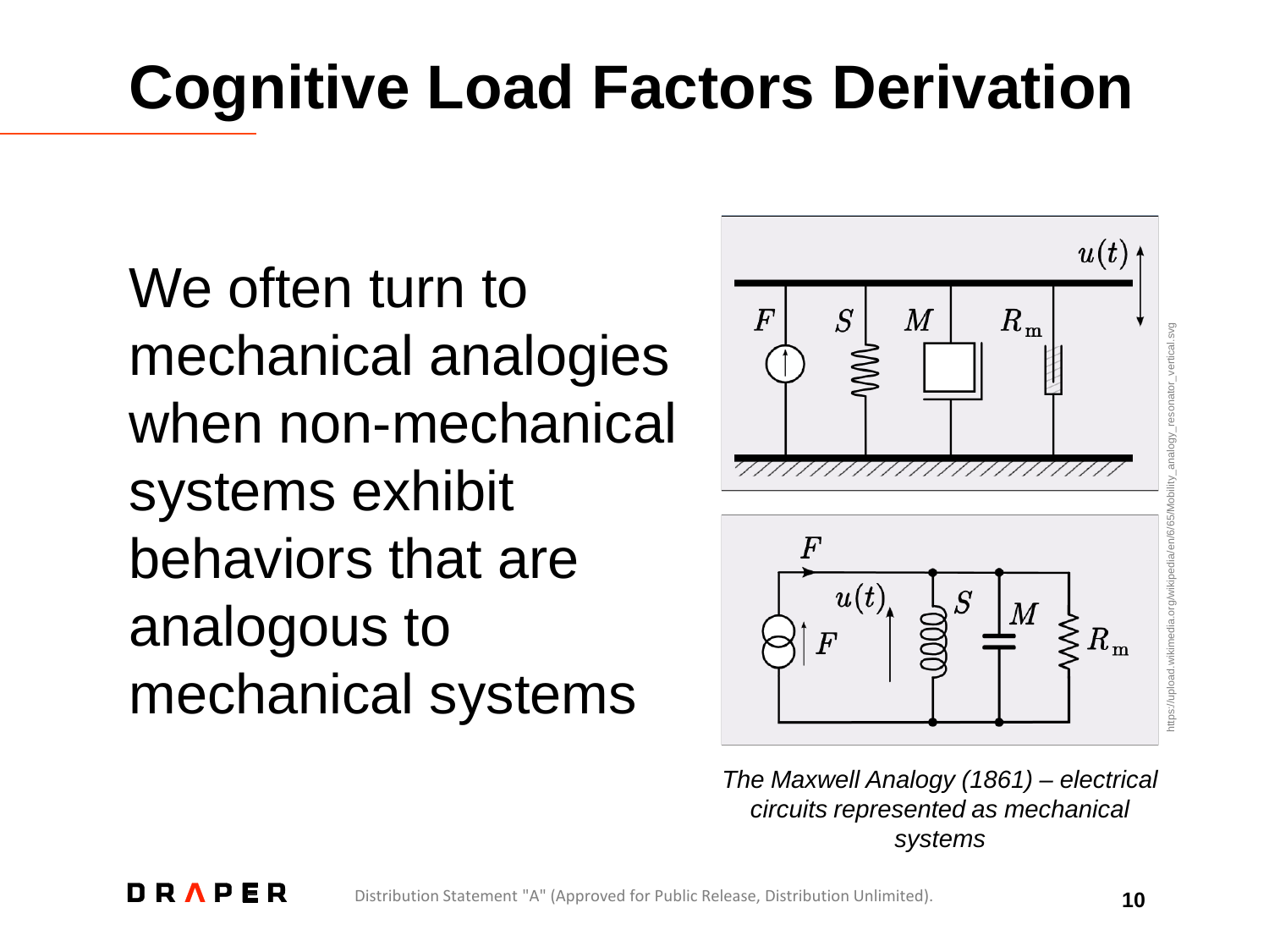# Cognitive Load Factors Derivation

We often turn to mechanical analogies when non-mechanical systems exhibit behaviors that are analogous to mechanical systems

*The Maxwell Analogy (1861) – electrical circuits represented as mechanical systems*

https://upload.wikimedia.org/wikipedia/en/6/65/Mobility_analogy_resonator_vertical.svg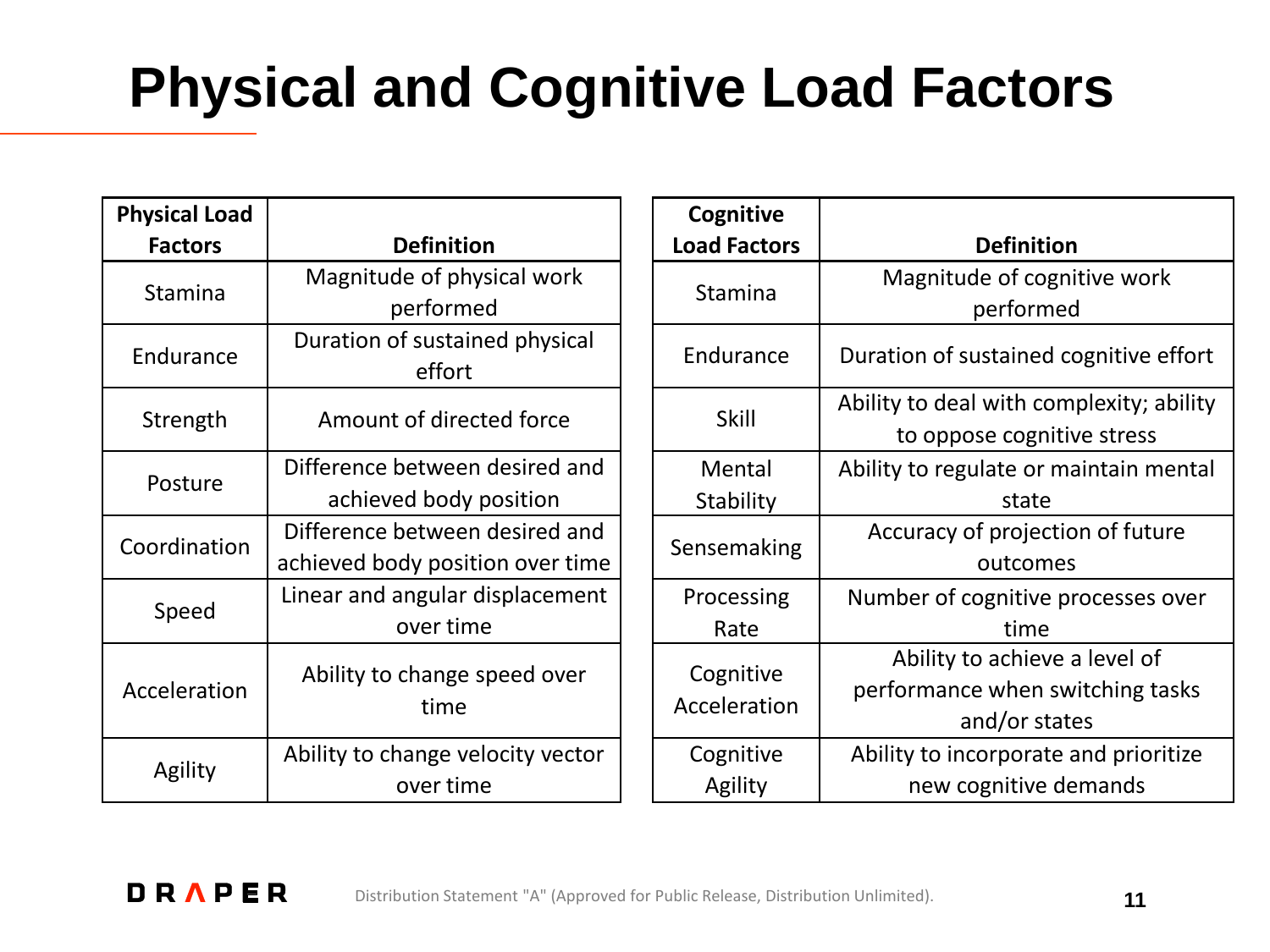# Physical and Cognitive Load Factors

| Physical Load Factors | Definition |
|---|---|
| Stamina | Magnitude of physical work performed |
| Endurance | Duration of sustained physical effort |
| Strength | Amount of directed force |
| Posture | Difference between desired and achieved body position |
| Coordination | Difference between desired and achieved body position over time |
| Speed | Linear and angular displacement over time |
| Acceleration | Ability to change speed over time |
| Agility | Ability to change velocity vector over time |

| Cognitive Load Factors | Definition |
|---|---|
| Stamina | Magnitude of cognitive work performed |
| Endurance | Duration of sustained cognitive effort |
| Skill | Ability to deal with complexity; ability to oppose cognitive stress |
| Mental Stability | Ability to regulate or maintain mental state |
| Sensemaking | Accuracy of projection of future outcomes |
| Processing Rate | Number of cognitive processes over time |
| Cognitive Acceleration | Ability to achieve a level of performance when switching tasks and/or states |
| Cognitive Agility | Ability to incorporate and prioritize new cognitive demands |

DRAPER

Distribution Statement "A" (Approved for Public Release, Distribution Unlimited).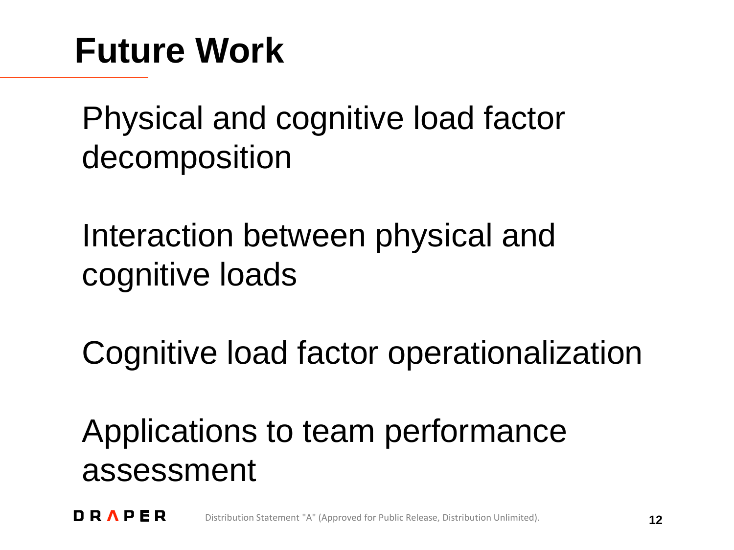# Future Work

Physical and cognitive load factor decomposition

Interaction between physical and cognitive loads

Cognitive load factor operationalization

Applications to team performance assessment

Distribution Statement "A" (Approved for Public Release, Distribution Unlimited).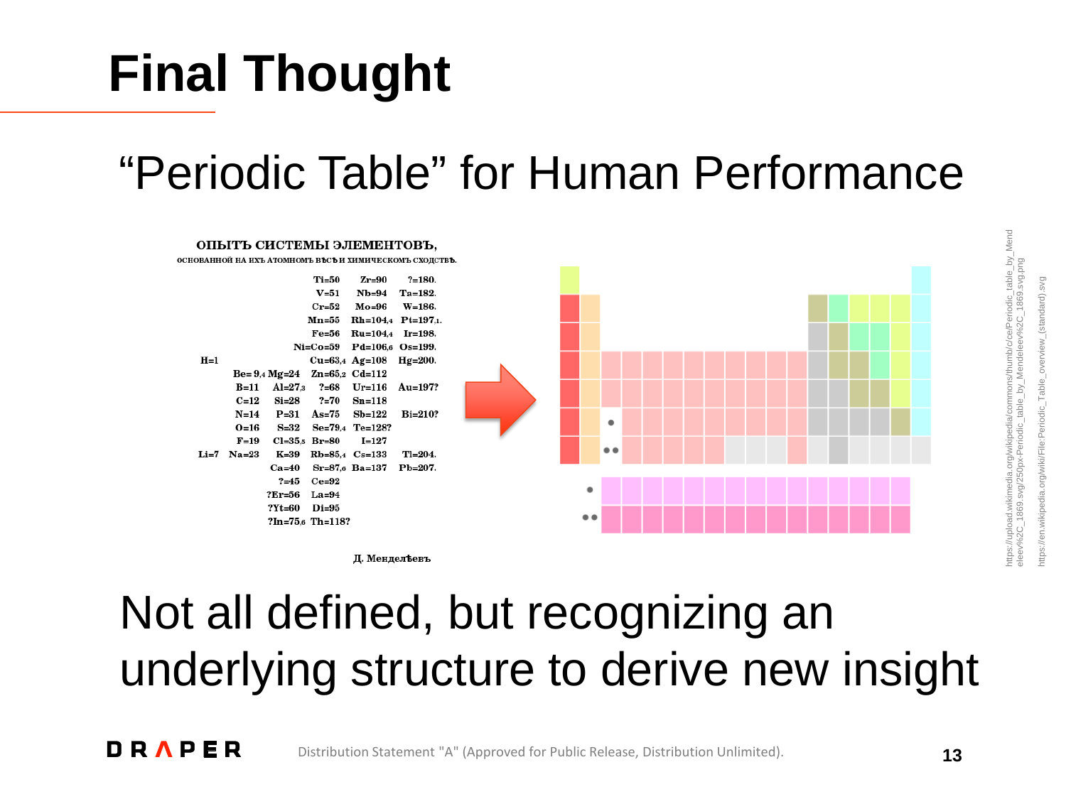# Final Thought

## "Periodic Table" for Human Performance

**ОПЫТЪ СИСТЕМЫ ЭЛЕМЕНТОВЪ,**

ОСНОВАННОЙ НА ИХЪ АТОМНОМЪ ВѢСѢ И ХИМИЧЕСКОМЪ СХОДСТВѢ.

| | | | | | |
|---|---|---|---|---|---|
| | | | Ti=50 | Zr=90 | ?=180. |
| | | | V=51 | Nb=94 | Ta=182. |
| | | | Cr=52 | Mo=96 | W=186. |
| | | | Mn=55 | Rh=104,4 | Pt=197,1. |
| | | | Fe=56 | Ru=104,4 | Ir=198. |
| | | | Ni=Co=59 | Pd=106,6 | Os=199. |
| H=1 | | | Cu=63,4 | Ag=108 | Hg=200. |
| | Be=9,4 | Mg=24 | Zn=65,2 | Cd=112 | |
| | B=11 | Al=27,3 | ?=68 | Ur=116 | Au=197? |
| | C=12 | Si=28 | ?=70 | Sn=118 | |
| | N=14 | P=31 | As=75 | Sb=122 | Bi=210? |
| | O=16 | S=32 | Se=79,4 | Te=128? | |
| | F=19 | Cl=35,5 | Br=80 | I=127 | |
| Li=7 | Na=23 | K=39 | Rb=85,4 | Cs=133 | Tl=204. |
| | | Ca=40 | Sr=87,6 | Ba=137 | Pb=207. |
| | | ?=45 | Ce=92 | | |
| | | ?Er=56 | La=94 | | |
| | | ?Yt=60 | Di=95 | | |
| | | ?In=75,6 | Th=118? | | |

Д. Менделѣевъ

https://upload.wikimedia.org/wikipedia/commons/thumb/c/ce/Periodic_table_by_Mendeleev%2C_1869.svg/250px-Periodic_table_by_Mendeleev%2C_1869.svg.png

https://en.wikipedia.org/wiki/File:Periodic_Table_overview_(standard).svg

Not all defined, but recognizing an underlying structure to derive new insight

Distribution Statement "A" (Approved for Public Release, Distribution Unlimited).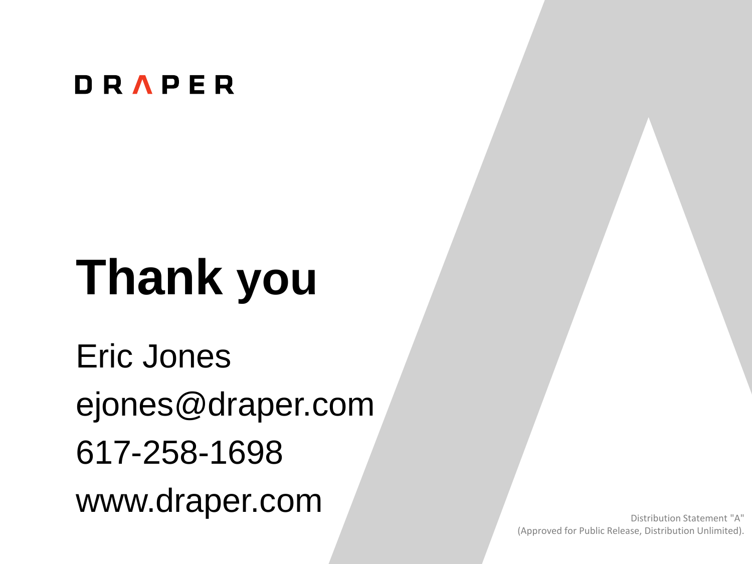DRAPER

# Thank you

Eric Jones

ejones@draper.com

617-258-1698

www.draper.com

Distribution Statement "A"
(Approved for Public Release, Distribution Unlimited).